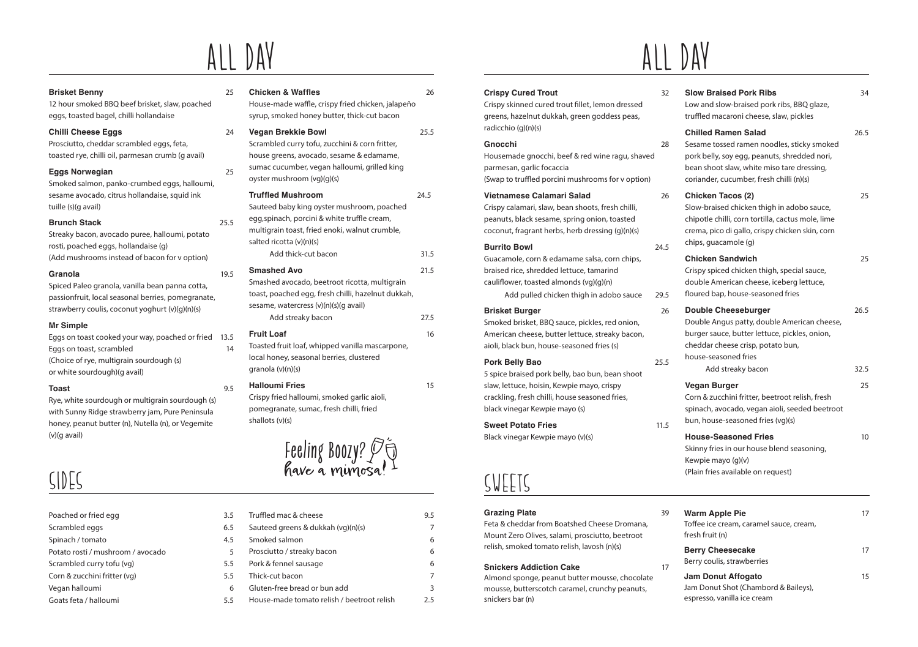# ALL DAY

**Brisket Benny** 25
12 hour smoked BBQ beef brisket, slaw, poached eggs, toasted bagel, chilli hollandaise

**Chilli Cheese Eggs** 24
Prosciutto, cheddar scrambled eggs, feta, toasted rye, chilli oil, parmesan crumb (g avail)

**Eggs Norwegian** 25
Smoked salmon, panko-crumbed eggs, halloumi, sesame avocado, citrus hollandaise, squid ink tuille (s)(g avail)

**Brunch Stack** 25.5
Streaky bacon, avocado puree, halloumi, potato rosti, poached eggs, hollandaise (g)
(Add mushrooms instead of bacon for v option)

**Granola** 19.5
Spiced Paleo granola, vanilla bean panna cotta, passionfruit, local seasonal berries, pomegranate, strawberry coulis, coconut yoghurt (v)(g)(n)(s)

**Mr Simple**
Eggs on toast cooked your way, poached or fried 13.5
Eggs on toast, scrambled 14
(Choice of rye, multigrain sourdough (s) or white sourdough)(g avail)

**Toast** 9.5
Rye, white sourdough or multigrain sourdough (s) with Sunny Ridge strawberry jam, Pure Peninsula honey, peanut butter (n), Nutella (n), or Vegemite (v)(g avail)

**Chicken & Waffles** 26
House-made waffle, crispy fried chicken, jalapeño syrup, smoked honey butter, thick-cut bacon

**Vegan Brekkie Bowl** 25.5
Scrambled curry tofu, zucchini & corn fritter, house greens, avocado, sesame & edamame, sumac cucumber, vegan halloumi, grilled king oyster mushroom (vg)(g)(s)

**Truffled Mushroom** 24.5
Sauteed baby king oyster mushroom, poached egg,spinach, porcini & white truffle cream, multigrain toast, fried enoki, walnut crumble, salted ricotta (v)(n)(s)
Add thick-cut bacon 31.5

**Smashed Avo** 21.5
Smashed avocado, beetroot ricotta, multigrain toast, poached egg, fresh chilli, hazelnut dukkah, sesame, watercress (v)(n)(s)(g avail)
Add streaky bacon 27.5

**Fruit Loaf** 16
Toasted fruit loaf, whipped vanilla mascarpone, local honey, seasonal berries, clustered granola (v)(n)(s)

**Halloumi Fries** 15
Crispy fried halloumi, smoked garlic aioli, pomegranate, sumac, fresh chilli, fried shallots (v)(s)

Feeling Boozy? have a mimosa!

## SIDES

| Item | Price |
|---|---|
| Poached or fried egg | 3.5 |
| Scrambled eggs | 6.5 |
| Spinach / tomato | 4.5 |
| Potato rosti / mushroom / avocado | 5 |
| Scrambled curry tofu (vg) | 5.5 |
| Corn & zucchini fritter (vg) | 5.5 |
| Vegan halloumi | 6 |
| Goats feta / halloumi | 5.5 |
| Truffled mac & cheese | 9.5 |
| Sauteed greens & dukkah (vg)(n)(s) | 7 |
| Smoked salmon | 6 |
| Prosciutto / streaky bacon | 6 |
| Pork & fennel sausage | 6 |
| Thick-cut bacon | 7 |
| Gluten-free bread or bun add | 3 |
| House-made tomato relish / beetroot relish | 2.5 |

# ALL DAY

**Crispy Cured Trout** 32
Crispy skinned cured trout fillet, lemon dressed greens, hazelnut dukkah, green goddess peas, radicchio (g)(n)(s)

**Gnocchi** 28
Housemade gnocchi, beef & red wine ragu, shaved parmesan, garlic focaccia
(Swap to truffled porcini mushrooms for v option)

**Vietnamese Calamari Salad** 26
Crispy calamari, slaw, bean shoots, fresh chilli, peanuts, black sesame, spring onion, toasted coconut, fragrant herbs, herb dressing (g)(n)(s)

**Burrito Bowl** 24.5
Guacamole, corn & edamame salsa, corn chips, braised rice, shredded lettuce, tamarind cauliflower, toasted almonds (vg)(g)(n)
Add pulled chicken thigh in adobo sauce 29.5

**Brisket Burger** 26
Smoked brisket, BBQ sauce, pickles, red onion, American cheese, butter lettuce, streaky bacon, aioli, black bun, house-seasoned fries (s)

**Pork Belly Bao** 25.5
5 spice braised pork belly, bao bun, bean shoot slaw, lettuce, hoisin, Kewpie mayo, crispy crackling, fresh chilli, house seasoned fries, black vinegar Kewpie mayo (s)

**Sweet Potato Fries** 11.5
Black vinegar Kewpie mayo (v)(s)

**Slow Braised Pork Ribs** 34
Low and slow-braised pork ribs, BBQ glaze, truffled macaroni cheese, slaw, pickles

**Chilled Ramen Salad** 26.5
Sesame tossed ramen noodles, sticky smoked pork belly, soy egg, peanuts, shredded nori, bean shoot slaw, white miso tare dressing, coriander, cucumber, fresh chilli (n)(s)

**Chicken Tacos (2)** 25
Slow-braised chicken thigh in adobo sauce, chipotle chilli, corn tortilla, cactus mole, lime crema, pico di gallo, crispy chicken skin, corn chips, guacamole (g)

**Chicken Sandwich** 25
Crispy spiced chicken thigh, special sauce, double American cheese, iceberg lettuce, floured bap, house-seasoned fries

**Double Cheeseburger** 26.5
Double Angus patty, double American cheese, burger sauce, butter lettuce, pickles, onion, cheddar cheese crisp, potato bun, house-seasoned fries
Add streaky bacon 32.5

**Vegan Burger** 25
Corn & zucchini fritter, beetroot relish, fresh spinach, avocado, vegan aioli, seeded beetroot bun, house-seasoned fries (vg)(s)

**House-Seasoned Fries** 10
Skinny fries in our house blend seasoning, Kewpie mayo (g)(v)
(Plain fries available on request)

## SWEETS

**Grazing Plate** 39
Feta & cheddar from Boatshed Cheese Dromana, Mount Zero Olives, salami, prosciutto, beetroot relish, smoked tomato relish, lavosh (n)(s)

**Snickers Addiction Cake** 17
Almond sponge, peanut butter mousse, chocolate mousse, butterscotch caramel, crunchy peanuts, snickers bar (n)

**Warm Apple Pie** 17
Toffee ice cream, caramel sauce, cream, fresh fruit (n)

**Berry Cheesecake** 17
Berry coulis, strawberries

**Jam Donut Affogato** 15
Jam Donut Shot (Chambord & Baileys), espresso, vanilla ice cream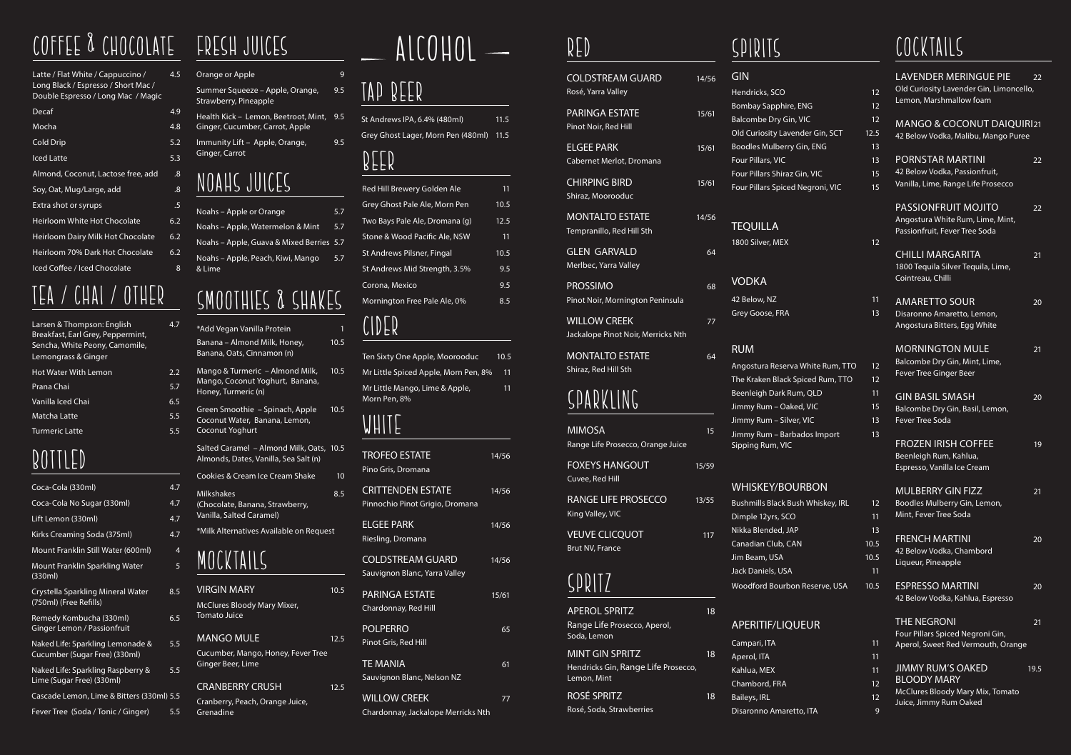# COFFEE & CHOCOLATE

| | |
|---|---|
| Latte / Flat White / Cappuccino / Long Black / Espresso / Short Mac / Double Espresso / Long Mac / Magic | 4.5 |
| Decaf | 4.9 |
| Mocha | 4.8 |
| Cold Drip | 5.2 |
| Iced Latte | 5.3 |
| Almond, Coconut, Lactose free, add | .8 |
| Soy, Oat, Mug/Large, add | .8 |
| Extra shot or syrups | .5 |
| Heirloom White Hot Chocolate | 6.2 |
| Heirloom Dairy Milk Hot Chocolate | 6.2 |
| Heirloom 70% Dark Hot Chocolate | 6.2 |
| Iced Coffee / Iced Chocolate | 8 |

# TEA / CHAI / OTHER

| | |
|---|---|
| Larsen & Thompson: English Breakfast, Earl Grey, Peppermint, Sencha, White Peony, Camomile, Lemongrass & Ginger | 4.7 |
| Hot Water With Lemon | 2.2 |
| Prana Chai | 5.7 |
| Vanilla Iced Chai | 6.5 |
| Matcha Latte | 5.5 |
| Turmeric Latte | 5.5 |

# BOTTLED

| | |
|---|---|
| Coca-Cola (330ml) | 4.7 |
| Coca-Cola No Sugar (330ml) | 4.7 |
| Lift Lemon (330ml) | 4.7 |
| Kirks Creaming Soda (375ml) | 4.7 |
| Mount Franklin Still Water (600ml) | 4 |
| Mount Franklin Sparkling Water (330ml) | 5 |
| Crystella Sparkling Mineral Water (750ml) (Free Refills) | 8.5 |
| Remedy Kombucha (330ml) Ginger Lemon / Passionfruit | 6.5 |
| Naked Life: Sparkling Lemonade & Cucumber (Sugar Free) (330ml) | 5.5 |
| Naked Life: Sparkling Raspberry & Lime (Sugar Free) (330ml) | 5.5 |
| Cascade Lemon, Lime & Bitters (330ml) | 5.5 |
| Fever Tree (Soda / Tonic / Ginger) | 5.5 |

# FRESH JUICES

| | |
|---|---|
| Orange or Apple | 9 |
| Summer Squeeze – Apple, Orange, Strawberry, Pineapple | 9.5 |
| Health Kick – Lemon, Beetroot, Mint, Ginger, Cucumber, Carrot, Apple | 9.5 |
| Immunity Lift – Apple, Orange, Ginger, Carrot | 9.5 |

# NOAHS JUICES

| | |
|---|---|
| Noahs – Apple or Orange | 5.7 |
| Noahs – Apple, Watermelon & Mint | 5.7 |
| Noahs – Apple, Guava & Mixed Berries | 5.7 |
| Noahs – Apple, Peach, Kiwi, Mango & Lime | 5.7 |

# SMOOTHIES & SHAKES

| | |
|---|---|
| *Add Vegan Vanilla Protein | 1 |
| Banana – Almond Milk, Honey, Banana, Oats, Cinnamon (n) | 10.5 |
| Mango & Turmeric – Almond Milk, Mango, Coconut Yoghurt, Banana, Honey, Turmeric (n) | 10.5 |
| Green Smoothie – Spinach, Apple Coconut Water, Banana, Lemon, Coconut Yoghurt | 10.5 |
| Salted Caramel – Almond Milk, Oats, Almonds, Dates, Vanilla, Sea Salt (n) | 10.5 |
| Cookies & Cream Ice Cream Shake | 10 |
| Milkshakes (Chocolate, Banana, Strawberry, Vanilla, Salted Caramel) | 8.5 |

*Milk Alternatives Available on Request

# MOCKTAILS

| | |
|---|---|
| VIRGIN MARY – McClures Bloody Mary Mixer, Tomato Juice | 10.5 |
| MANGO MULE – Cucumber, Mango, Honey, Fever Tree Ginger Beer, Lime | 12.5 |
| CRANBERRY CRUSH – Cranberry, Peach, Orange Juice, Grenadine | 12.5 |

# ALCOHOL

## TAP BEER

| | |
|---|---|
| St Andrews IPA, 6.4% (480ml) | 11.5 |
| Grey Ghost Lager, Morn Pen (480ml) | 11.5 |

## BEER

| | |
|---|---|
| Red Hill Brewery Golden Ale | 11 |
| Grey Ghost Pale Ale, Morn Pen | 10.5 |
| Two Bays Pale Ale, Dromana (g) | 12.5 |
| Stone & Wood Pacific Ale, NSW | 11 |
| St Andrews Pilsner, Fingal | 10.5 |
| St Andrews Mid Strength, 3.5% | 9.5 |
| Corona, Mexico | 9.5 |
| Mornington Free Pale Ale, 0% | 8.5 |

## CIDER

| | |
|---|---|
| Ten Sixty One Apple, Moorooduc | 10.5 |
| Mr Little Spiced Apple, Morn Pen, 8% | 11 |
| Mr Little Mango, Lime & Apple, Morn Pen, 8% | 11 |

## WHITE

| | |
|---|---|
| TROFEO ESTATE – Pino Gris, Dromana | 14/56 |
| CRITTENDEN ESTATE – Pinnochio Pinot Grigio, Dromana | 14/56 |
| ELGEE PARK – Riesling, Dromana | 14/56 |
| COLDSTREAM GUARD – Sauvignon Blanc, Yarra Valley | 14/56 |
| PARINGA ESTATE – Chardonnay, Red Hill | 15/61 |
| POLPERRO – Pinot Gris, Red Hill | 65 |
| TE MANIA – Sauvignon Blanc, Nelson NZ | 61 |
| WILLOW CREEK – Chardonnay, Jackalope Merricks Nth | 77 |

## RED

| | |
|---|---|
| COLDSTREAM GUARD – Rosé, Yarra Valley | 14/56 |
| PARINGA ESTATE – Pinot Noir, Red Hill | 15/61 |
| ELGEE PARK – Cabernet Merlot, Dromana | 15/61 |
| CHIRPING BIRD – Shiraz, Moorooduc | 15/61 |
| MONTALTO ESTATE – Tempranillo, Red Hill Sth | 14/56 |
| GLEN GARVALD – Merlbec, Yarra Valley | 64 |
| PROSSIMO – Pinot Noir, Mornington Peninsula | 68 |
| WILLOW CREEK – Jackalope Pinot Noir, Merricks Nth | 77 |
| MONTALTO ESTATE – Shiraz, Red Hill Sth | 64 |

## SPARKLING

| | |
|---|---|
| MIMOSA – Range Life Prosecco, Orange Juice | 15 |
| FOXEYS HANGOUT – Cuvee, Red Hill | 15/59 |
| RANGE LIFE PROSECCO – King Valley, VIC | 13/55 |
| VEUVE CLICQUOT – Brut NV, France | 117 |

## SPRITZ

| | |
|---|---|
| APEROL SPRITZ – Range Life Prosecco, Aperol, Soda, Lemon | 18 |
| MINT GIN SPRITZ – Hendricks Gin, Range Life Prosecco, Lemon, Mint | 18 |
| ROSÉ SPRITZ – Rosé, Soda, Strawberries | 18 |

## SPIRITS

### GIN

| | |
|---|---|
| Hendricks, SCO | 12 |
| Bombay Sapphire, ENG | 12 |
| Balcombe Dry Gin, VIC | 12 |
| Old Curiosity Lavender Gin, SCT | 12.5 |
| Boodles Mulberry Gin, ENG | 13 |
| Four Pillars, VIC | 13 |
| Four Pillars Shiraz Gin, VIC | 15 |
| Four Pillars Spiced Negroni, VIC | 15 |

### TEQUILLA

| | |
|---|---|
| 1800 Silver, MEX | 12 |

### VODKA

| | |
|---|---|
| 42 Below, NZ | 11 |
| Grey Goose, FRA | 13 |

### RUM

| | |
|---|---|
| Angostura Reserva White Rum, TTO | 12 |
| The Kraken Black Spiced Rum, TTO | 12 |
| Beenleigh Dark Rum, QLD | 11 |
| Jimmy Rum – Oaked, VIC | 15 |
| Jimmy Rum – Silver, VIC | 13 |
| Jimmy Rum – Barbados Import Sipping Rum, VIC | 13 |

### WHISKEY/BOURBON

| | |
|---|---|
| Bushmills Black Bush Whiskey, IRL | 12 |
| Dimple 12yrs, SCO | 11 |
| Nikka Blended, JAP | 13 |
| Canadian Club, CAN | 10.5 |
| Jim Beam, USA | 10.5 |
| Jack Daniels, USA | 11 |
| Woodford Bourbon Reserve, USA | 10.5 |

### APERITIF/LIQUEUR

| | |
|---|---|
| Campari, ITA | 11 |
| Aperol, ITA | 11 |
| Kahlua, MEX | 11 |
| Chambord, FRA | 12 |
| Baileys, IRL | 12 |
| Disaronno Amaretto, ITA | 9 |

## COCKTAILS

| | |
|---|---|
| LAVENDER MERINGUE PIE – Old Curiosity Lavender Gin, Limoncello, Lemon, Marshmallow foam | 22 |
| MANGO & COCONUT DAIQUIRI – 42 Below Vodka, Malibu, Mango Puree | 21 |
| PORNSTAR MARTINI – 42 Below Vodka, Passionfruit, Vanilla, Lime, Range Life Prosecco | 22 |
| PASSIONFRUIT MOJITO – Angostura White Rum, Lime, Mint, Passionfruit, Fever Tree Soda | 22 |
| CHILLI MARGARITA – 1800 Tequila Silver Tequila, Lime, Cointreau, Chilli | 21 |
| AMARETTO SOUR – Disaronno Amaretto, Lemon, Angostura Bitters, Egg White | 20 |
| MORNINGTON MULE – Balcombe Dry Gin, Mint, Lime, Fever Tree Ginger Beer | 21 |
| GIN BASIL SMASH – Balcombe Dry Gin, Basil, Lemon, Fever Tree Soda | 20 |
| FROZEN IRISH COFFEE – Beenleigh Rum, Kahlua, Espresso, Vanilla Ice Cream | 19 |
| MULBERRY GIN FIZZ – Boodles Mulberry Gin, Lemon, Mint, Fever Tree Soda | 21 |
| FRENCH MARTINI – 42 Below Vodka, Chambord Liqueur, Pineapple | 20 |
| ESPRESSO MARTINI – 42 Below Vodka, Kahlua, Espresso | 20 |
| THE NEGRONI – Four Pillars Spiced Negroni Gin, Aperol, Sweet Red Vermouth, Orange | 21 |
| JIMMY RUM'S OAKED BLOODY MARY – McClures Bloody Mary Mix, Tomato Juice, Jimmy Rum Oaked | 19.5 |